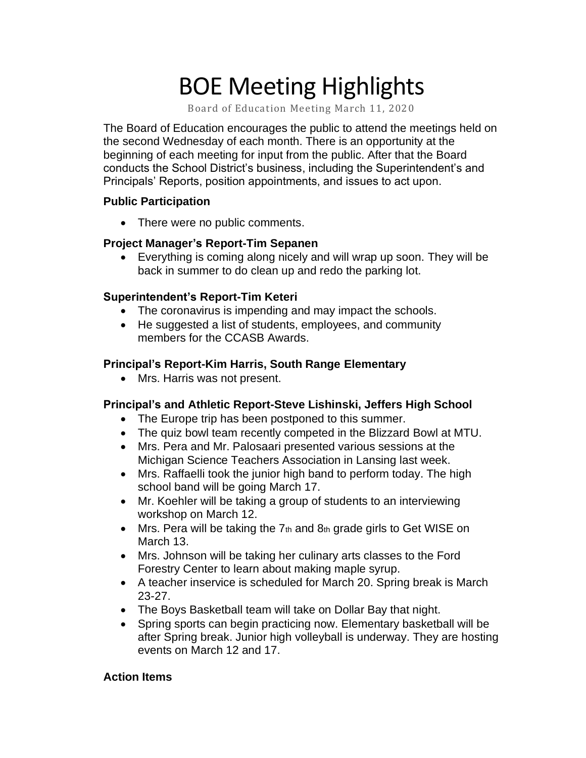# BOE Meeting Highlights

Board of Education Meeting March 11, 2020

The Board of Education encourages the public to attend the meetings held on the second Wednesday of each month. There is an opportunity at the beginning of each meeting for input from the public. After that the Board conducts the School District's business, including the Superintendent's and Principals' Reports, position appointments, and issues to act upon.

**Public Participation**

- There were no public comments.

**Project Manager's Report-Tim Sepanen**

- Everything is coming along nicely and will wrap up soon. They will be back in summer to do clean up and redo the parking lot.

**Superintendent's Report-Tim Keteri**

- The coronavirus is impending and may impact the schools.
- He suggested a list of students, employees, and community members for the CCASB Awards.

**Principal's Report-Kim Harris, South Range Elementary**

- Mrs. Harris was not present.

**Principal's and Athletic Report-Steve Lishinski, Jeffers High School**

- The Europe trip has been postponed to this summer.
- The quiz bowl team recently competed in the Blizzard Bowl at MTU.
- Mrs. Pera and Mr. Palosaari presented various sessions at the Michigan Science Teachers Association in Lansing last week.
- Mrs. Raffaelli took the junior high band to perform today. The high school band will be going March 17.
- Mr. Koehler will be taking a group of students to an interviewing workshop on March 12.
- Mrs. Pera will be taking the 7th and 8th grade girls to Get WISE on March 13.
- Mrs. Johnson will be taking her culinary arts classes to the Ford Forestry Center to learn about making maple syrup.
- A teacher inservice is scheduled for March 20. Spring break is March 23-27.
- The Boys Basketball team will take on Dollar Bay that night.
- Spring sports can begin practicing now. Elementary basketball will be after Spring break. Junior high volleyball is underway. They are hosting events on March 12 and 17.

**Action Items**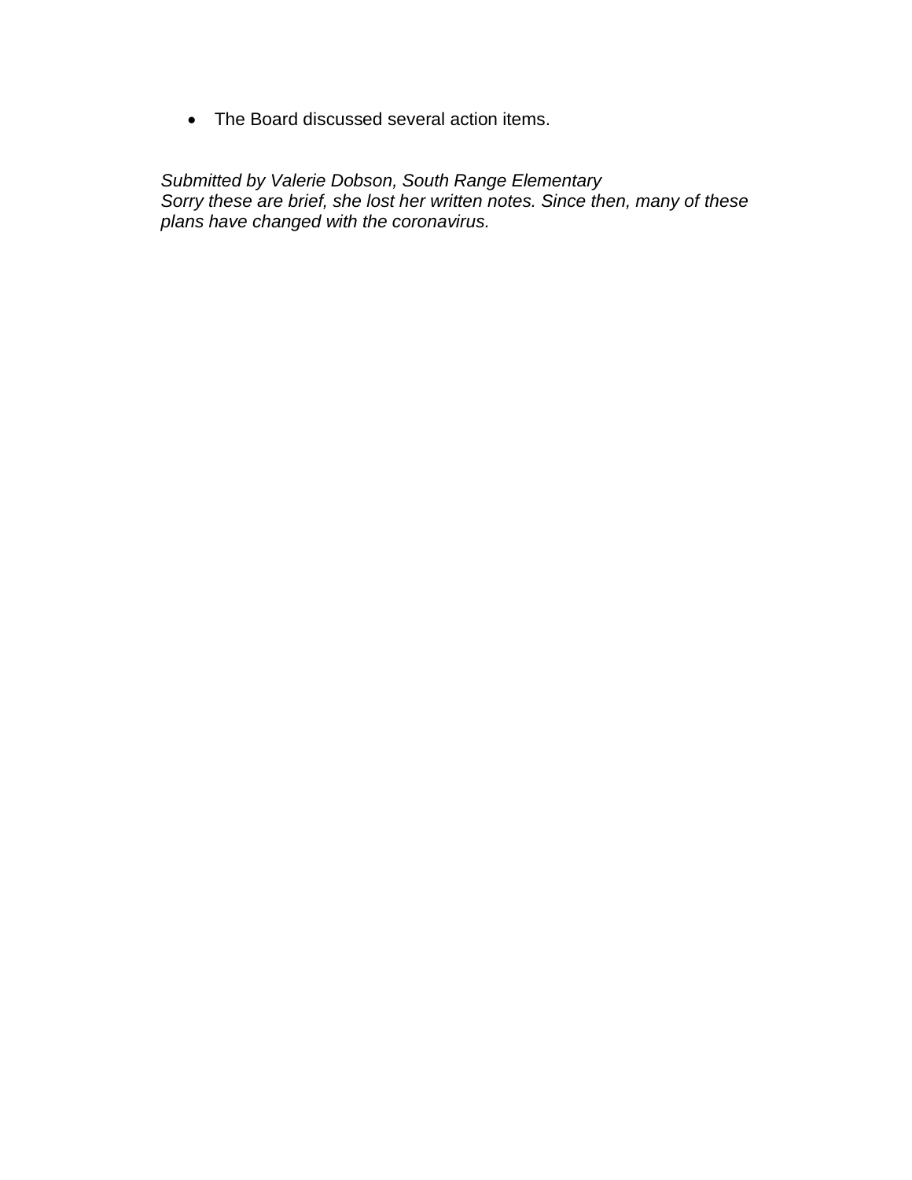- The Board discussed several action items.

*Submitted by Valerie Dobson, South Range Elementary*
*Sorry these are brief, she lost her written notes. Since then, many of these plans have changed with the coronavirus.*